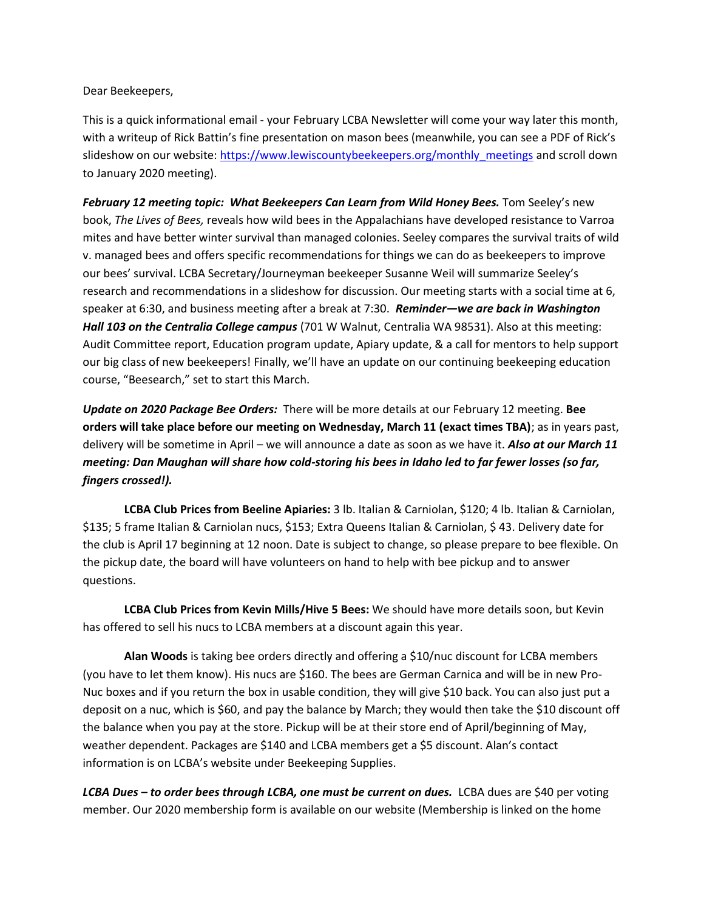Dear Beekeepers,

This is a quick informational email - your February LCBA Newsletter will come your way later this month, with a writeup of Rick Battin's fine presentation on mason bees (meanwhile, you can see a PDF of Rick's slideshow on our website: [https://www.lewiscountybeekeepers.org/monthly_meetings](https://www.lewiscountybeekeepers.org/monthly_meetings) and scroll down to January 2020 meeting).

***February 12 meeting topic: What Beekeepers Can Learn from Wild Honey Bees.*** Tom Seeley's new book, *The Lives of Bees,* reveals how wild bees in the Appalachians have developed resistance to Varroa mites and have better winter survival than managed colonies. Seeley compares the survival traits of wild v. managed bees and offers specific recommendations for things we can do as beekeepers to improve our bees' survival. LCBA Secretary/Journeyman beekeeper Susanne Weil will summarize Seeley's research and recommendations in a slideshow for discussion. Our meeting starts with a social time at 6, speaker at 6:30, and business meeting after a break at 7:30. ***Reminder—we are back in Washington Hall 103 on the Centralia College campus*** (701 W Walnut, Centralia WA 98531). Also at this meeting: Audit Committee report, Education program update, Apiary update, & a call for mentors to help support our big class of new beekeepers! Finally, we'll have an update on our continuing beekeeping education course, "Beesearch," set to start this March.

***Update on 2020 Package Bee Orders:*** There will be more details at our February 12 meeting. **Bee orders will take place before our meeting on Wednesday, March 11 (exact times TBA)**; as in years past, delivery will be sometime in April – we will announce a date as soon as we have it. ***Also at our March 11 meeting: Dan Maughan will share how cold-storing his bees in Idaho led to far fewer losses (so far, fingers crossed!).***

**LCBA Club Prices from Beeline Apiaries:** 3 lb. Italian & Carniolan, $120; 4 lb. Italian & Carniolan, $135; 5 frame Italian & Carniolan nucs, $153; Extra Queens Italian & Carniolan, $ 43. Delivery date for the club is April 17 beginning at 12 noon. Date is subject to change, so please prepare to bee flexible. On the pickup date, the board will have volunteers on hand to help with bee pickup and to answer questions.

**LCBA Club Prices from Kevin Mills/Hive 5 Bees:** We should have more details soon, but Kevin has offered to sell his nucs to LCBA members at a discount again this year.

**Alan Woods** is taking bee orders directly and offering a $10/nuc discount for LCBA members (you have to let them know). His nucs are $160. The bees are German Carnica and will be in new Pro-Nuc boxes and if you return the box in usable condition, they will give $10 back. You can also just put a deposit on a nuc, which is $60, and pay the balance by March; they would then take the $10 discount off the balance when you pay at the store. Pickup will be at their store end of April/beginning of May, weather dependent. Packages are $140 and LCBA members get a $5 discount. Alan's contact information is on LCBA's website under Beekeeping Supplies.

***LCBA Dues – to order bees through LCBA, one must be current on dues.*** LCBA dues are $40 per voting member. Our 2020 membership form is available on our website (Membership is linked on the home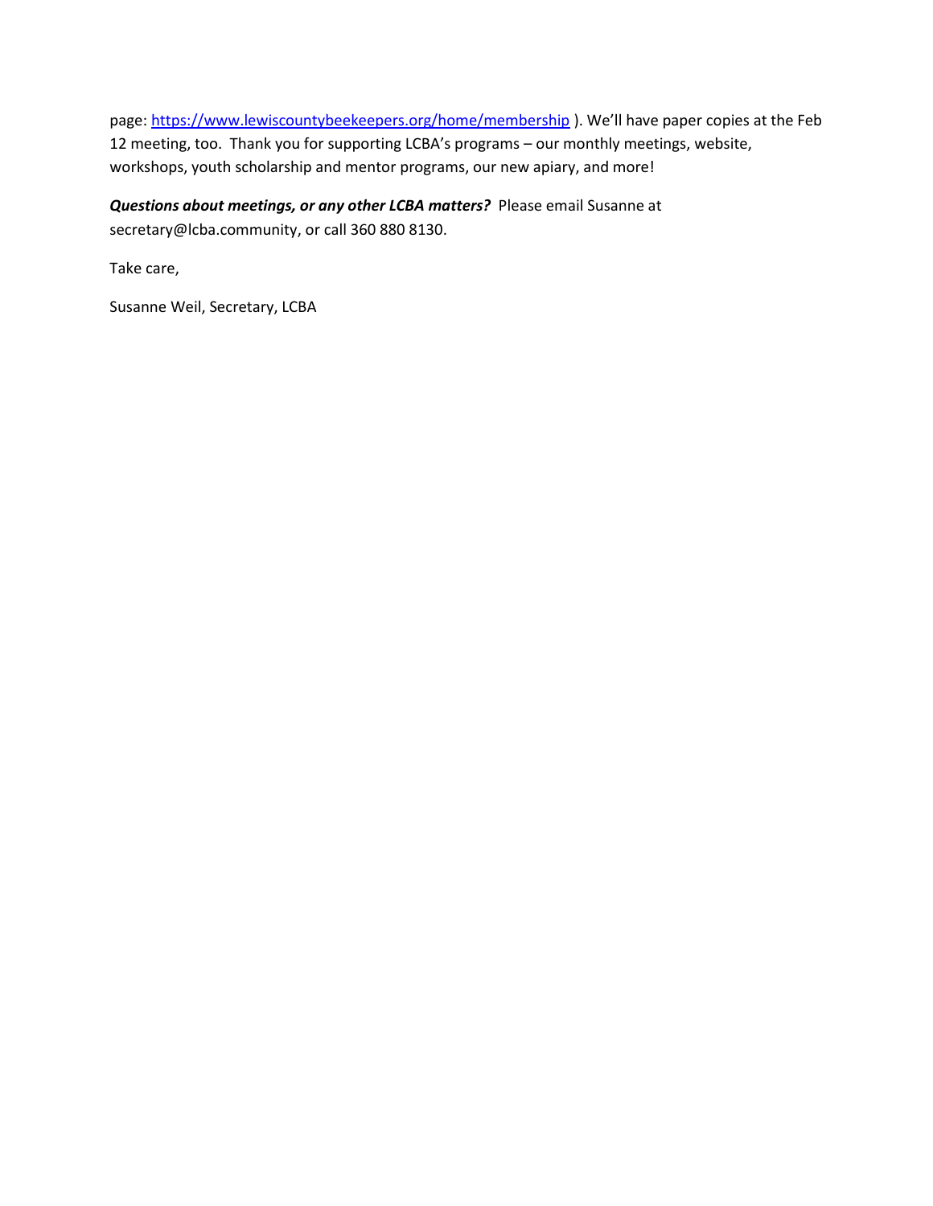page: [https://www.lewiscountybeekeepers.org/home/membership](https://www.lewiscountybeekeepers.org/home/membership) ). We'll have paper copies at the Feb 12 meeting, too. Thank you for supporting LCBA's programs – our monthly meetings, website, workshops, youth scholarship and mentor programs, our new apiary, and more!

***Questions about meetings, or any other LCBA matters?*** Please email Susanne at secretary@lcba.community, or call 360 880 8130.

Take care,

Susanne Weil, Secretary, LCBA